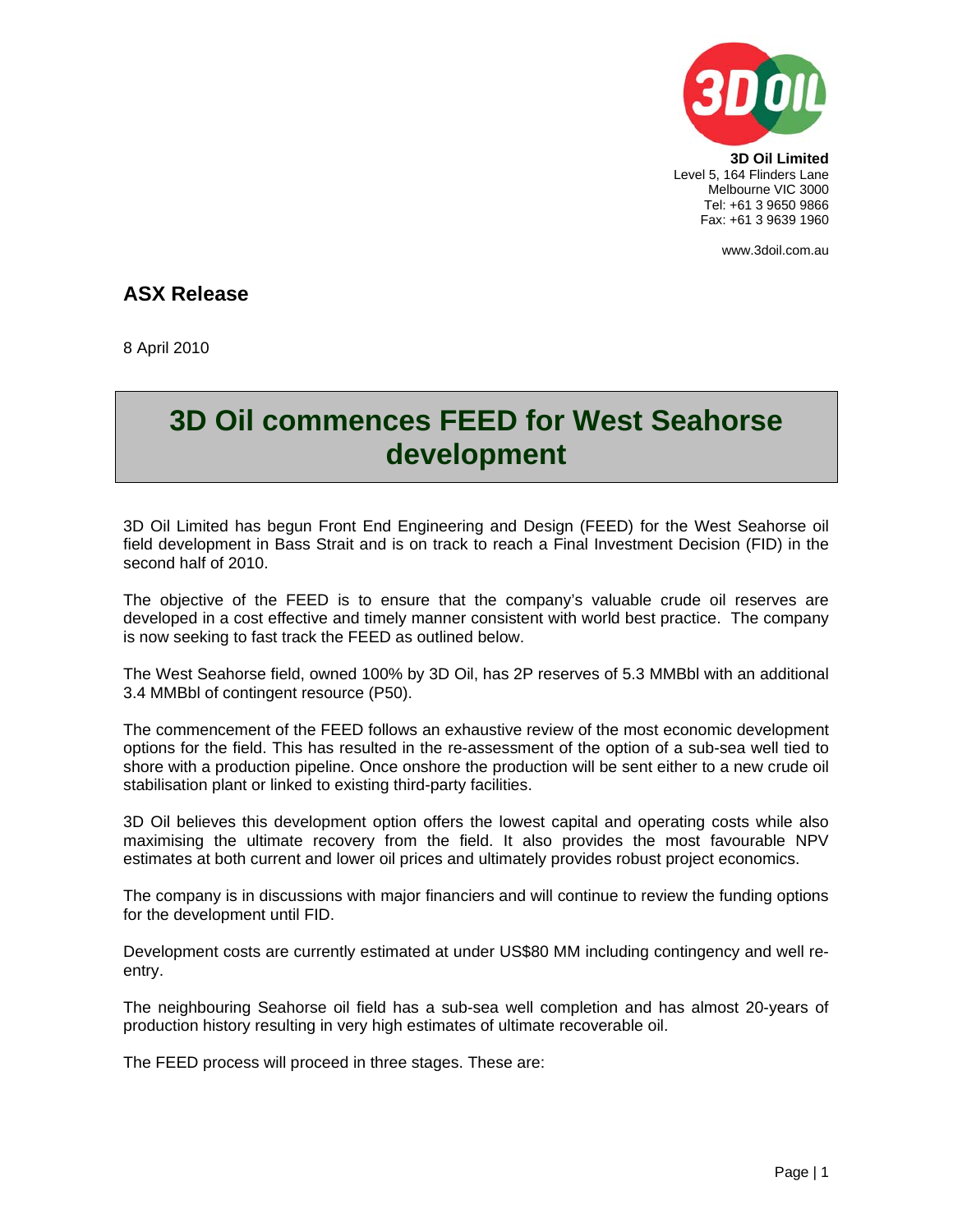**3D Oil Limited**
Level 5, 164 Flinders Lane
Melbourne VIC 3000
Tel: +61 3 9650 9866
Fax: +61 3 9639 1960

www.3doil.com.au

## ASX Release

8 April 2010

# 3D Oil commences FEED for West Seahorse development

3D Oil Limited has begun Front End Engineering and Design (FEED) for the West Seahorse oil field development in Bass Strait and is on track to reach a Final Investment Decision (FID) in the second half of 2010.

The objective of the FEED is to ensure that the company's valuable crude oil reserves are developed in a cost effective and timely manner consistent with world best practice. The company is now seeking to fast track the FEED as outlined below.

The West Seahorse field, owned 100% by 3D Oil, has 2P reserves of 5.3 MMBbl with an additional 3.4 MMBbl of contingent resource (P50).

The commencement of the FEED follows an exhaustive review of the most economic development options for the field. This has resulted in the re-assessment of the option of a sub-sea well tied to shore with a production pipeline. Once onshore the production will be sent either to a new crude oil stabilisation plant or linked to existing third-party facilities.

3D Oil believes this development option offers the lowest capital and operating costs while also maximising the ultimate recovery from the field. It also provides the most favourable NPV estimates at both current and lower oil prices and ultimately provides robust project economics.

The company is in discussions with major financiers and will continue to review the funding options for the development until FID.

Development costs are currently estimated at under US$80 MM including contingency and well re-entry.

The neighbouring Seahorse oil field has a sub-sea well completion and has almost 20-years of production history resulting in very high estimates of ultimate recoverable oil.

The FEED process will proceed in three stages. These are: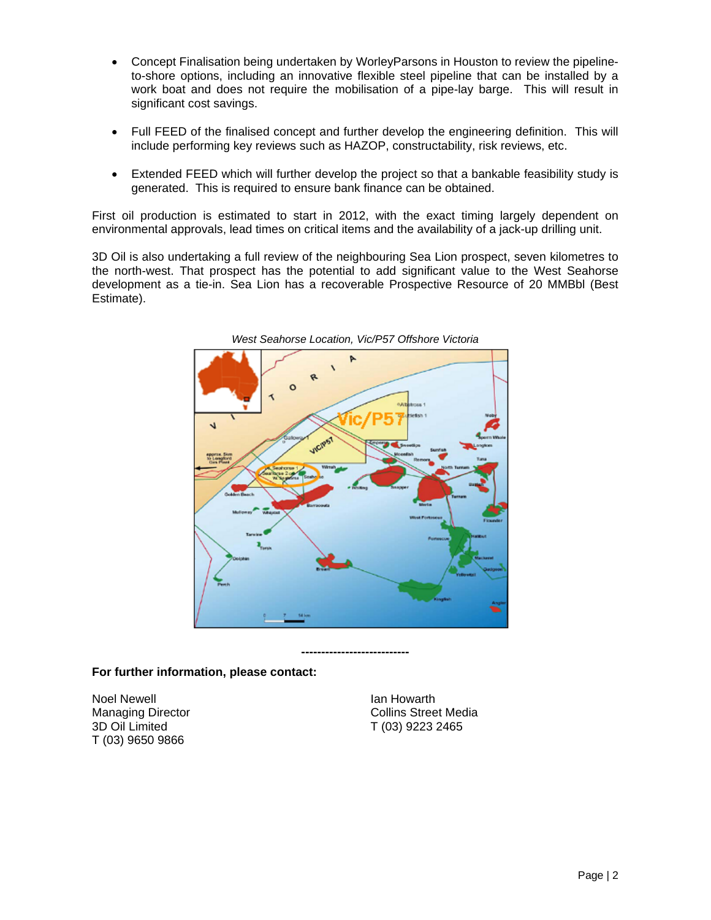- Concept Finalisation being undertaken by WorleyParsons in Houston to review the pipeline-to-shore options, including an innovative flexible steel pipeline that can be installed by a work boat and does not require the mobilisation of a pipe-lay barge. This will result in significant cost savings.

- Full FEED of the finalised concept and further develop the engineering definition. This will include performing key reviews such as HAZOP, constructability, risk reviews, etc.

- Extended FEED which will further develop the project so that a bankable feasibility study is generated. This is required to ensure bank finance can be obtained.

First oil production is estimated to start in 2012, with the exact timing largely dependent on environmental approvals, lead times on critical items and the availability of a jack-up drilling unit.

3D Oil is also undertaking a full review of the neighbouring Sea Lion prospect, seven kilometres to the north-west. That prospect has the potential to add significant value to the West Seahorse development as a tie-in. Sea Lion has a recoverable Prospective Resource of 20 MMBbl (Best Estimate).

*West Seahorse Location, Vic/P57 Offshore Victoria*

---------------------------

**For further information, please contact:**

Noel Newell
Managing Director
3D Oil Limited
T (03) 9650 9866

Ian Howarth
Collins Street Media
T (03) 9223 2465